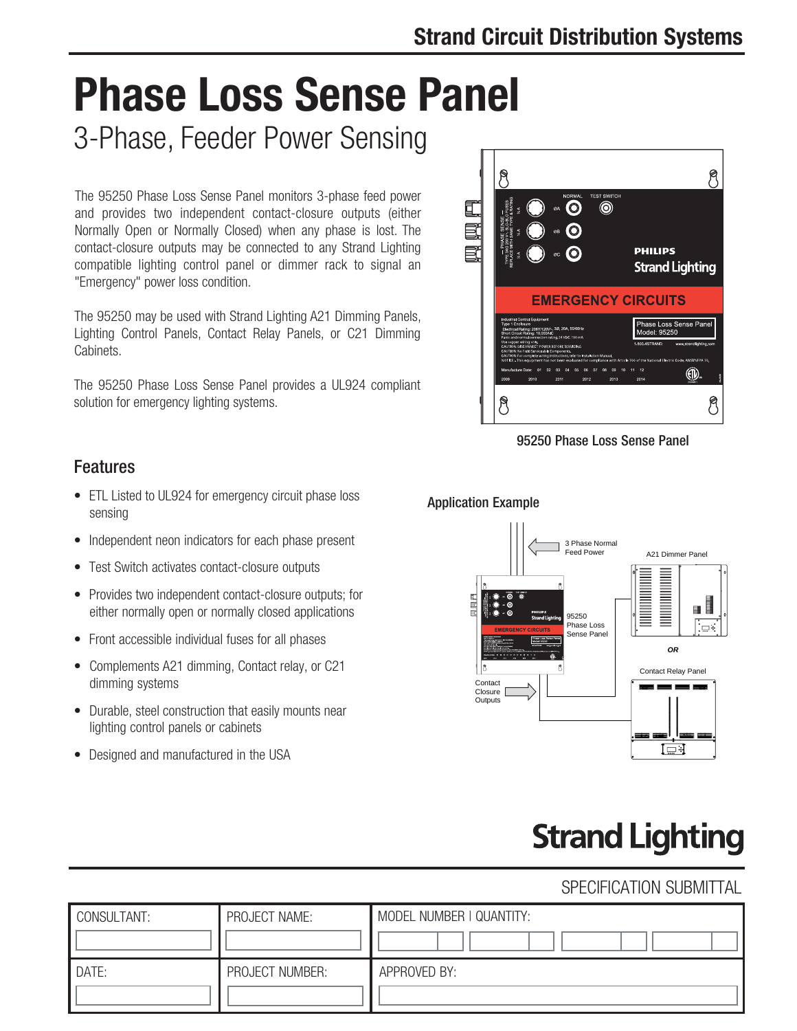# Phase Loss Sense Panel

## 3-Phase, Feeder Power Sensing

The 95250 Phase Loss Sense Panel monitors 3-phase feed power and provides two independent contact-closure outputs (either Normally Open or Normally Closed) when any phase is lost. The contact-closure outputs may be connected to any Strand Lighting compatible lighting control panel or dimmer rack to signal an "Emergency" power loss condition.

The 95250 may be used with Strand Lighting A21 Dimming Panels, Lighting Control Panels, Contact Relay Panels, or C21 Dimming Cabinets.

The 95250 Phase Loss Sense Panel provides a UL924 compliant solution for emergency lighting systems.

95250 Phase Loss Sense Panel

### Features

- ETL Listed to UL924 for emergency circuit phase loss sensing
- Independent neon indicators for each phase present
- Test Switch activates contact-closure outputs
- Provides two independent contact-closure outputs; for either normally open or normally closed applications
- Front accessible individual fuses for all phases
- Complements A21 dimming, Contact relay, or C21 dimming systems
- Durable, steel construction that easily mounts near lighting control panels or cabinets
- Designed and manufactured in the USA

### Application Example

3 Phase Normal Feed Power

95250 Phase Loss Sense Panel

A21 Dimmer Panel

OR

Contact Relay Panel

Contact Closure Outputs

**Strand Lighting**

SPECIFICATION SUBMITTAL

| CONSULTANT: | PROJECT NAME: | MODEL NUMBER \| QUANTITY: |
|---|---|---|
| | | |
| DATE: | PROJECT NUMBER: | APPROVED BY: |
| | | |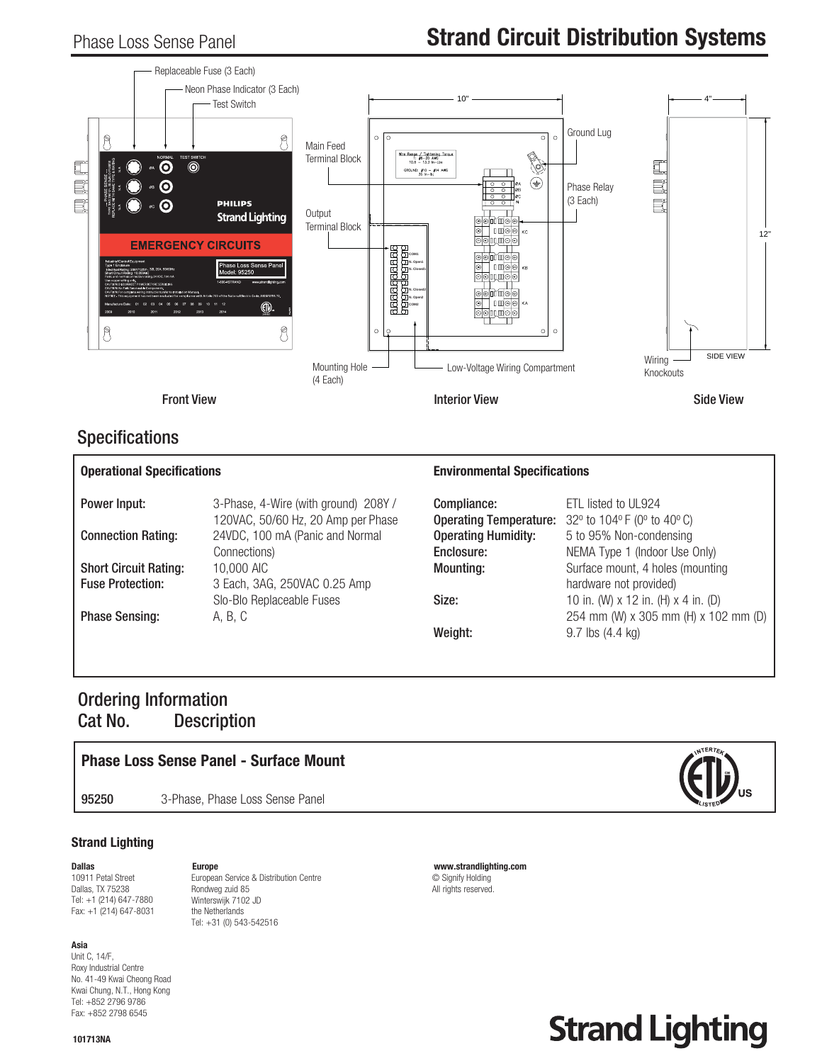# Strand Circuit Distribution Systems

## Phase Loss Sense Panel

Replaceable Fuse (3 Each)
Neon Phase Indicator (3 Each)
Test Switch
Main Feed Terminal Block
Output Terminal Block
Ground Lug
Phase Relay (3 Each)
10"
4"
12"
Mounting Hole (4 Each)
Low-Voltage Wiring Compartment
Wiring Knockouts
SIDE VIEW

Front View

Interior View

Side View

## Specifications

| Operational Specifications | | Environmental Specifications | |
|---|---|---|---|
| **Power Input:** | 3-Phase, 4-Wire (with ground) 208Y / 120VAC, 50/60 Hz, 20 Amp per Phase | **Compliance:** | ETL listed to UL924 |
| **Connection Rating:** | 24VDC, 100 mA (Panic and Normal Connections) | **Operating Temperature:** | 32º to 104º F (0º to 40º C) |
| **Short Circuit Rating:** | 10,000 AIC | **Operating Humidity:** | 5 to 95% Non-condensing |
| **Fuse Protection:** | 3 Each, 3AG, 250VAC 0.25 Amp Slo-Blo Replaceable Fuses | **Enclosure:** | NEMA Type 1 (Indoor Use Only) |
| **Phase Sensing:** | A, B, C | **Mounting:** | Surface mount, 4 holes (mounting hardware not provided) |
| | | **Size:** | 10 in. (W) x 12 in. (H) x 4 in. (D) 254 mm (W) x 305 mm (H) x 102 mm (D) |
| | | **Weight:** | 9.7 lbs (4.4 kg) |

## Ordering Information

| Cat No. | Description |
|---|---|
| **Phase Loss Sense Panel - Surface Mount** | |
| 95250 | 3-Phase, Phase Loss Sense Panel |

### Strand Lighting

**Dallas**
10911 Petal Street
Dallas, TX 75238
Tel: +1 (214) 647-7880
Fax: +1 (214) 647-8031

**Europe**
European Service & Distribution Centre
Rondweg zuid 85
Winterswijk 7102 JD
the Netherlands
Tel: +31 (0) 543-542516

**Asia**
Unit C, 14/F,
Roxy Industrial Centre
No. 41-49 Kwai Cheong Road
Kwai Chung, N.T., Hong Kong
Tel: +852 2796 9786
Fax: +852 2798 6545

**www.strandlighting.com**
© Signify Holding
All rights reserved.

**101713NA**